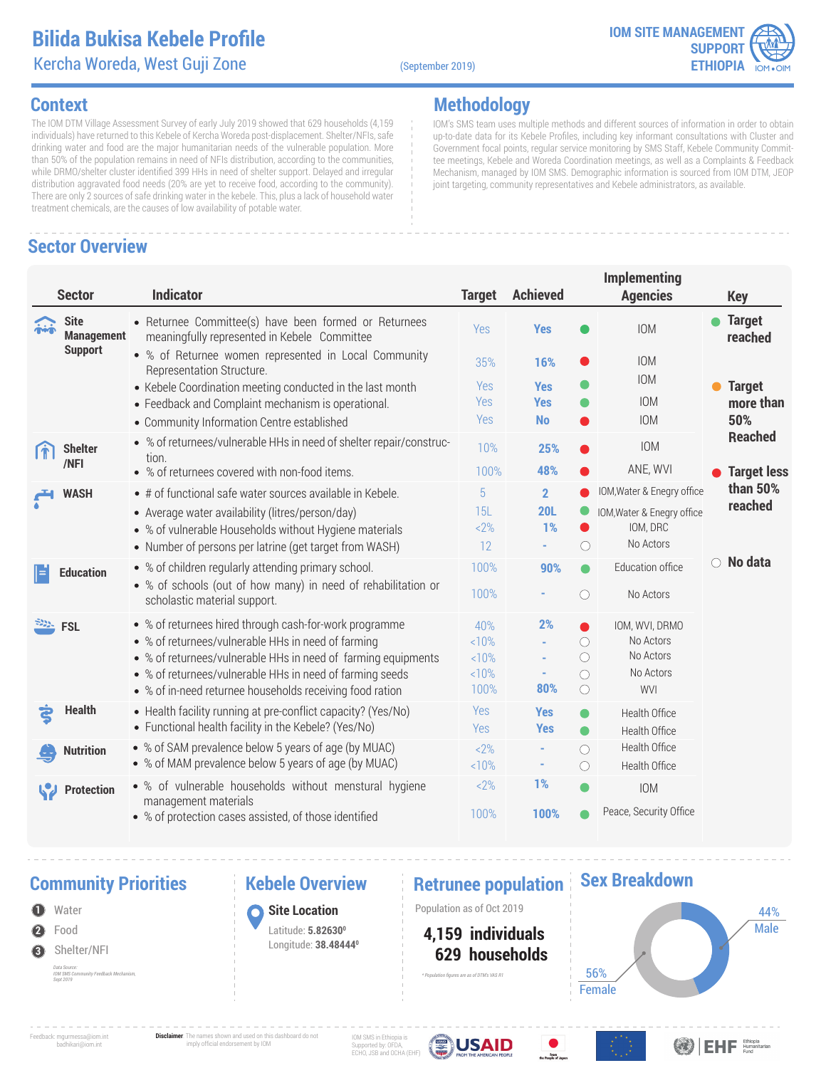# Bilida Bukisa Kebele Profile

Kercha Woreda, West Guji Zone

(September 2019)

IOM SITE MANAGEMENT SUPPORT ETHIOPIA

## Context

The IOM DTM Village Assessment Survey of early July 2019 showed that 629 households (4,159 individuals) have returned to this Kebele of Kercha Woreda post-displacement. Shelter/NFIs, safe drinking water and food are the major humanitarian needs of the vulnerable population. More than 50% of the population remains in need of NFIs distribution, according to the communities, while DRMO/shelter cluster identified 399 HHs in need of shelter support. Delayed and irregular distribution aggravated food needs (20% are yet to receive food, according to the community). There are only 2 sources of safe drinking water in the kebele. This, plus a lack of household water treatment chemicals, are the causes of low availability of potable water.

## Methodology

IOM's SMS team uses multiple methods and different sources of information in order to obtain up-to-date data for its Kebele Profiles, including key informant consultations with Cluster and Government focal points, regular service monitoring by SMS Staff, Kebele Community Committee meetings, Kebele and Woreda Coordination meetings, as well as a Complaints & Feedback Mechanism, managed by IOM SMS. Demographic information is sourced from IOM DTM, JEOP joint targeting, community representatives and Kebele administrators, as available.

## Sector Overview

| Sector | Indicator | Target | Achieved | Status | Implementing Agencies |
|---|---|---|---|---|---|
| Site Management Support | Returnee Committee(s) have been formed or Returnees meaningfully represented in Kebele Committee | Yes | Yes | Target reached | IOM |
| | % of Returnee women represented in Local Community Representation Structure. | 35% | 16% | Target less than 50% reached | IOM |
| | Kebele Coordination meeting conducted in the last month | Yes | Yes | Target reached | IOM |
| | Feedback and Complaint mechanism is operational. | Yes | Yes | Target reached | IOM |
| | Community Information Centre established | Yes | No | Target less than 50% reached | IOM |
| Shelter /NFI | % of returnees/vulnerable HHs in need of shelter repair/construction. | 10% | 25% | Target less than 50% reached | IOM |
| | % of returnees covered with non-food items. | 100% | 48% | Target less than 50% reached | ANE, WVI |
| WASH | # of functional safe water sources available in Kebele. | 5 | 2 | Target less than 50% reached | IOM,Water & Enegry office |
| | Average water availability (litres/person/day) | 15L | 20L | Target reached | IOM,Water & Enegry office |
| | % of vulnerable Households without Hygiene materials | <2% | 1% | Target less than 50% reached | IOM, DRC |
| | Number of persons per latrine (get target from WASH) | 12 | - | No data | No Actors |
| Education | % of children regularly attending primary school. | 100% | 90% | Target reached | Education office |
| | % of schools (out of how many) in need of rehabilitation or scholastic material support. | 100% | - | No data | No Actors |
| FSL | % of returnees hired through cash-for-work programme | 40% | 2% | Target less than 50% reached | IOM, WVI, DRMO |
| | % of returnees/vulnerable HHs in need of farming | <10% | - | No data | No Actors |
| | % of returnees/vulnerable HHs in need of farming equipments | <10% | - | No data | No Actors |
| | % of returnees/vulnerable HHs in need of farming seeds | <10% | - | No data | No Actors |
| | % of in-need returnee households receiving food ration | 100% | 80% | No data | WVI |
| Health | Health facility running at pre-conflict capacity? (Yes/No) | Yes | Yes | Target reached | Health Office |
| | Functional health facility in the Kebele? (Yes/No) | Yes | Yes | Target reached | Health Office |
| Nutrition | % of SAM prevalence below 5 years of age (by MUAC) | <2% | - | No data | Health Office |
| | % of MAM prevalence below 5 years of age (by MUAC) | <10% | - | No data | Health Office |
| Protection | % of vulnerable households without menstural hygiene management materials | <2% | 1% | Target reached | IOM |
| | % of protection cases assisted, of those identified | 100% | 100% | Target reached | Peace, Security Office |

**Key:** Target reached; Target more than 50% Reached; Target less than 50% reached; No data

## Community Priorities

1. Water
2. Food
3. Shelter/NFI

*Data Source: IOM SMS Community Feedback Mechanism, Sept 2019*

## Kebele Overview

**Site Location**

Latitude: **5.82630⁰**

Longitude: **38.48444⁰**

## Retrunee population

Population as of Oct 2019

**4,159 individuals**

**629 households**

*\* Population figures are as of DTM's VAS R1*

## Sex Breakdown

- 44% Male
- 56% Female

Feedback: mgurmessa@iom.int, badhikari@iom.int

**Disclaimer** The names shown and used on this dashboard do not imply official endorsement by IOM

IOM SMS in Ethiopia is Supported by: OFDA, ECHO, JSB and OCHA (EHF)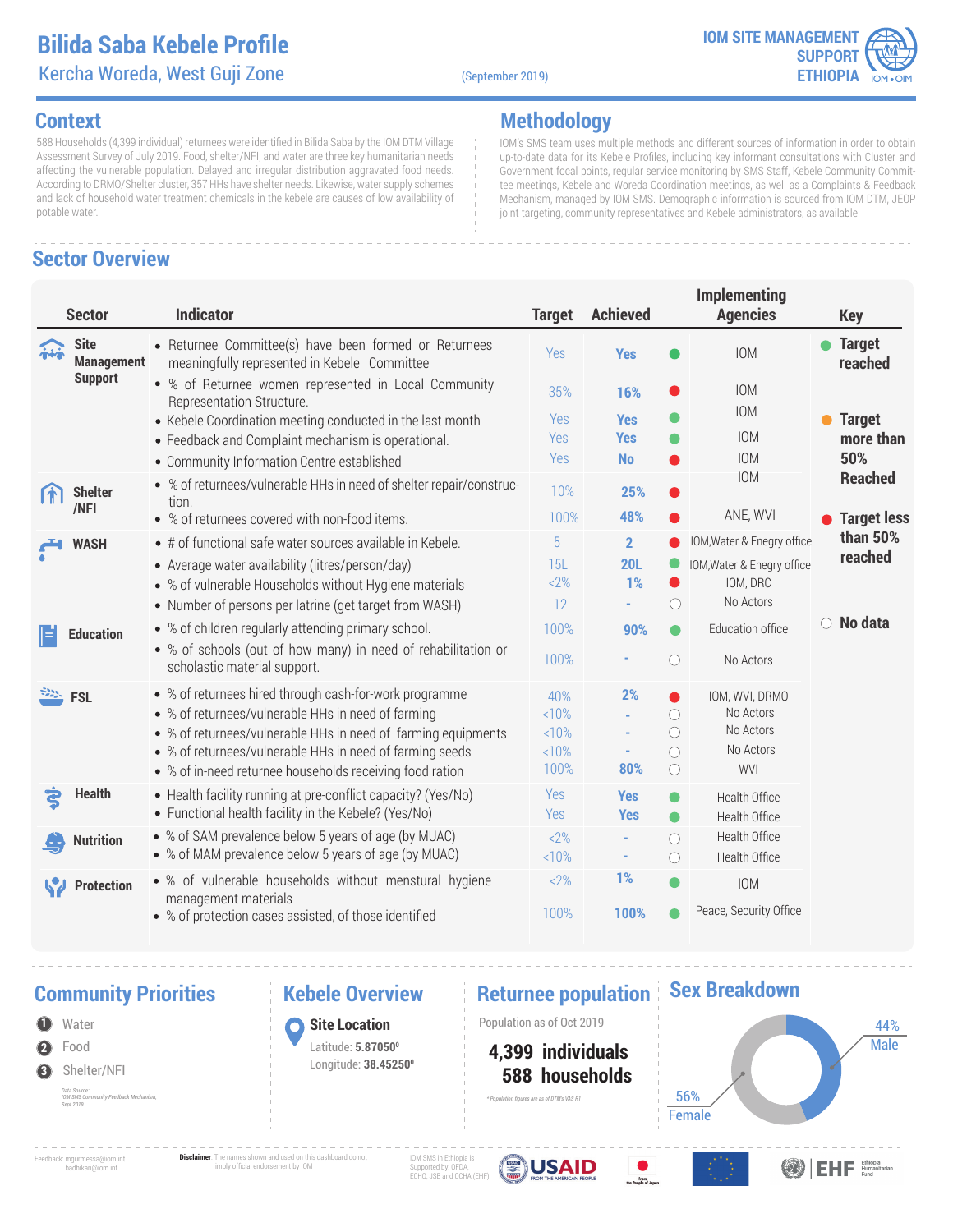# Bilida Saba Kebele Profile

Kercha Woreda, West Guji Zone

(September 2019)

IOM SITE MANAGEMENT SUPPORT ETHIOPIA

## Context

588 Households (4,399 individual) returnees were identified in Bilida Saba by the IOM DTM Village Assessment Survey of July 2019. Food, shelter/NFI, and water are three key humanitarian needs affecting the vulnerable population. Delayed and irregular distribution aggravated food needs. According to DRMO/Shelter cluster, 357 HHs have shelter needs. Likewise, water supply schemes and lack of household water treatment chemicals in the kebele are causes of low availability of potable water.

## Methodology

IOM's SMS team uses multiple methods and different sources of information in order to obtain up-to-date data for its Kebele Profiles, including key informant consultations with Cluster and Government focal points, regular service monitoring by SMS Staff, Kebele Community Committee meetings, Kebele and Woreda Coordination meetings, as well as a Complaints & Feedback Mechanism, managed by IOM SMS. Demographic information is sourced from IOM DTM, JEOP joint targeting, community representatives and Kebele administrators, as available.

## Sector Overview

| Sector | Indicator | Target | Achieved | Status | Implementing Agencies |
|---|---|---|---|---|---|
| Site Management Support | Returnee Committee(s) have been formed or Returnees meaningfully represented in Kebele Committee | Yes | Yes | Target reached | IOM |
| | % of Returnee women represented in Local Community Representation Structure. | 35% | 16% | Target less than 50% reached | IOM |
| | Kebele Coordination meeting conducted in the last month | Yes | Yes | Target reached | IOM |
| | Feedback and Complaint mechanism is operational. | Yes | Yes | Target reached | IOM |
| | Community Information Centre established | Yes | No | Target less than 50% reached | IOM |
| Shelter /NFI | % of returnees/vulnerable HHs in need of shelter repair/construction. | 10% | 25% | Target less than 50% reached | IOM |
| | % of returnees covered with non-food items. | 100% | 48% | Target less than 50% reached | ANE, WVI |
| WASH | # of functional safe water sources available in Kebele. | 5 | 2 | Target less than 50% reached | IOM,Water & Enegry office |
| | Average water availability (litres/person/day) | 15L | 20L | Target reached | IOM,Water & Enegry office |
| | % of vulnerable Households without Hygiene materials | <2% | 1% | Target less than 50% reached | IOM, DRC |
| | Number of persons per latrine (get target from WASH) | 12 | - | No data | No Actors |
| Education | % of children regularly attending primary school. | 100% | 90% | Target reached | Education office |
| | % of schools (out of how many) in need of rehabilitation or scholastic material support. | 100% | - | No data | No Actors |
| FSL | % of returnees hired through cash-for-work programme | 40% | 2% | Target less than 50% reached | IOM, WVI, DRMO |
| | % of returnees/vulnerable HHs in need of farming | <10% | - | No data | No Actors |
| | % of returnees/vulnerable HHs in need of farming equipments | <10% | - | No data | No Actors |
| | % of returnees/vulnerable HHs in need of farming seeds | <10% | - | No data | No Actors |
| | % of in-need returnee households receiving food ration | 100% | 80% | No data | WVI |
| Health | Health facility running at pre-conflict capacity? (Yes/No) | Yes | Yes | Target reached | Health Office |
| | Functional health facility in the Kebele? (Yes/No) | Yes | Yes | Target reached | Health Office |
| Nutrition | % of SAM prevalence below 5 years of age (by MUAC) | <2% | - | No data | Health Office |
| | % of MAM prevalence below 5 years of age (by MUAC) | <10% | - | No data | Health Office |
| Protection | % of vulnerable households without menstural hygiene management materials | <2% | 1% | Target reached | IOM |
| | % of protection cases assisted, of those identified | 100% | 100% | Target reached | Peace, Security Office |

**Key**

- Target reached
- Target more than 50% Reached
- Target less than 50% reached
- No data

## Community Priorities

1. Water
2. Food
3. Shelter/NFI

*Data Source: IOM SMS Community Feedback Mechanism, Sept 2019*

## Kebele Overview

**Site Location**

Latitude: **5.87050⁰**

Longitude: **38.45250⁰**

## Returnee population

Population as of Oct 2019

**4,399 individuals**

**588 households**

*\* Population figures are as of DTM's VAS R1*

## Sex Breakdown

- 44% Male
- 56% Female

Feedback: mgurmessa@iom.int badhikari@iom.int

**Disclaimer** The names shown and used on this dashboard do not imply official endorsement by IOM

IOM SMS in Ethiopia is Supported by: OFDA, ECHO, JSB and OCHA (EHF)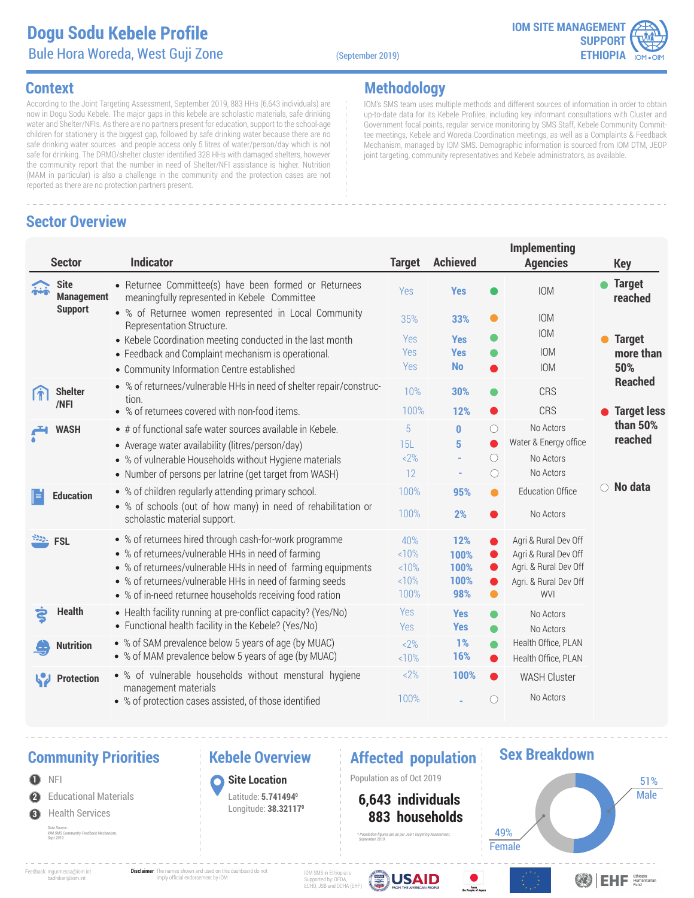# Dogu Sodu Kebele Profile

Bule Hora Woreda, West Guji Zone

(September 2019)

IOM SITE MANAGEMENT SUPPORT ETHIOPIA

## Context

According to the Joint Targeting Assessment, September 2019, 883 HHs (6,643 individuals) are now in Dogu Sodu Kebele. The major gaps in this kebele are scholastic materials, safe drinking water and Shelter/NFIs. As there are no partners present for education, support to the school-age children for stationery is the biggest gap, followed by safe drinking water because there are no safe drinking water sources and people access only 5 litres of water/person/day which is not safe for drinking. The DRMO/shelter cluster identified 328 HHs with damaged shelters, however the community report that the number in need of Shelter/NFI assistance is higher. Nutrition (MAM in particular) is also a challenge in the community and the protection cases are not reported as there are no protection partners present.

## Methodology

IOM's SMS team uses multiple methods and different sources of information in order to obtain up-to-date data for its Kebele Profiles, including key informant consultations with Cluster and Government focal points, regular service monitoring by SMS Staff, Kebele Community Committee meetings, Kebele and Woreda Coordination meetings, as well as a Complaints & Feedback Mechanism, managed by IOM SMS. Demographic information is sourced from IOM DTM, JEOP joint targeting, community representatives and Kebele administrators, as available.

## Sector Overview

| Sector | Indicator | Target | Achieved | Status | Implementing Agencies |
|---|---|---|---|---|---|
| Site Management Support | Returnee Committee(s) have been formed or Returnees meaningfully represented in Kebele Committee | Yes | **Yes** | 🟢 | IOM |
| | % of Returnee women represented in Local Community Representation Structure. | 35% | **33%** | 🟠 | IOM |
| | Kebele Coordination meeting conducted in the last month | Yes | **Yes** | 🟢 | IOM |
| | Feedback and Complaint mechanism is operational. | Yes | **Yes** | 🟢 | IOM |
| | Community Information Centre established | Yes | **No** | 🔴 | IOM |
| Shelter /NFI | % of returnees/vulnerable HHs in need of shelter repair/construction. | 10% | **30%** | 🟢 | CRS |
| | % of returnees covered with non-food items. | 100% | **12%** | 🔴 | CRS |
| WASH | # of functional safe water sources available in Kebele. | 5 | **0** | ○ | No Actors |
| | Average water availability (litres/person/day) | 15L | **5** | 🔴 | Water & Energy office |
| | % of vulnerable Households without Hygiene materials | <2% | **-** | ○ | No Actors |
| | Number of persons per latrine (get target from WASH) | 12 | **-** | ○ | No Actors |
| Education | % of children regularly attending primary school. | 100% | **95%** | 🟠 | Education Office |
| | % of schools (out of how many) in need of rehabilitation or scholastic material support. | 100% | **2%** | 🔴 | No Actors |
| FSL | % of returnees hired through cash-for-work programme | 40% | **12%** | 🔴 | Agri & Rural Dev Off |
| | % of returnees/vulnerable HHs in need of farming | <10% | **100%** | 🔴 | Agri & Rural Dev Off |
| | % of returnees/vulnerable HHs in need of farming equipments | <10% | **100%** | 🔴 | Agri. & Rural Dev Off |
| | % of returnees/vulnerable HHs in need of farming seeds | <10% | **100%** | 🔴 | Agri. & Rural Dev Off |
| | % of in-need returnee households receiving food ration | 100% | **98%** | 🟠 | WVI |
| Health | Health facility running at pre-conflict capacity? (Yes/No) | Yes | **Yes** | 🟢 | No Actors |
| | Functional health facility in the Kebele? (Yes/No) | Yes | **Yes** | 🟢 | No Actors |
| Nutrition | % of SAM prevalence below 5 years of age (by MUAC) | <2% | **1%** | 🟢 | Health Office, PLAN |
| | % of MAM prevalence below 5 years of age (by MUAC) | <10% | **16%** | 🔴 | Health Office, PLAN |
| Protection | % of vulnerable households without menstural hygiene management materials | <2% | **100%** | 🔴 | WASH Cluster |
| | % of protection cases assisted, of those identified | 100% | **-** | ○ | No Actors |

**Key**
- 🟢 Target reached
- 🟠 Target more than 50% Reached
- 🔴 Target less than 50% reached
- ○ No data

## Community Priorities

1. NFI
2. Educational Materials
3. Health Services

*Data Source: IOM SMS Community Feedback Mechanism, Sept 2019*

## Kebele Overview

**Site Location**

Latitude: **5.741494⁰**

Longitude: **38.32117⁰**

## Affected population

Population as of Oct 2019

**6,643 individuals**

**883 households**

*\* Population figures are as per Joint Targeting Assessment, September 2019.*

## Sex Breakdown

- 51% Male
- 49% Female

Feedback: mgurmessa@iom.int, badhikari@iom.int

**Disclaimer** The names shown and used on this dashboard do not imply official endorsement by IOM

IOM SMS in Ethiopia is Supported by: OFDA, ECHO, JSB and OCHA (EHF)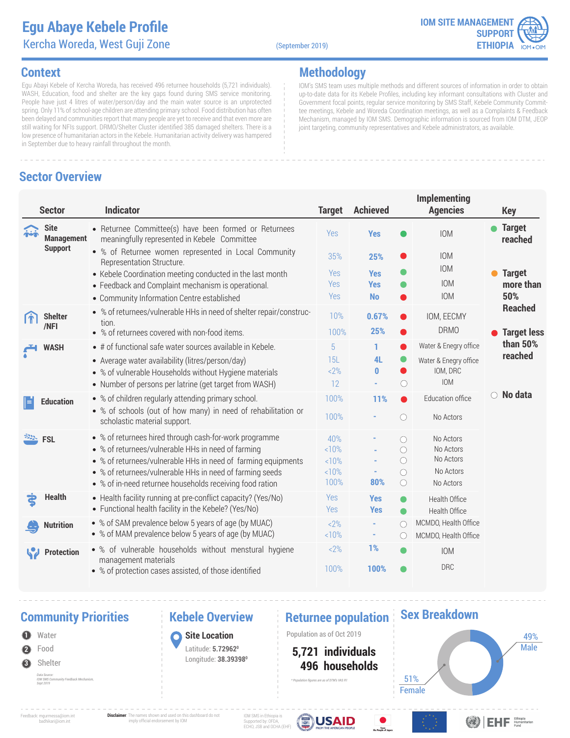# Egu Abaye Kebele Profile

## Kercha Woreda, West Guji Zone

(September 2019)

IOM SITE MANAGEMENT SUPPORT ETHIOPIA

## Context

Egu Abayi Kebele of Kercha Woreda, has received 496 returnee households (5,721 individuals). WASH, Education, food and shelter are the key gaps found during SMS service monitoring. People have just 4 litres of water/person/day and the main water source is an unprotected spring. Only 11% of school-age children are attending primary school. Food distribution has often been delayed and communities report that many people are yet to receive and that even more are still waiting for NFIs support. DRMO/Shelter Cluster identified 385 damaged shelters. There is a low presence of humanitarian actors in the Kebele. Humanitarian activity delivery was hampered in September due to heavy rainfall throughout the month.

## Methodology

IOM's SMS team uses multiple methods and different sources of information in order to obtain up-to-date data for its Kebele Profiles, including key informant consultations with Cluster and Government focal points, regular service monitoring by SMS Staff, Kebele Community Committee meetings, Kebele and Woreda Coordination meetings, as well as a Complaints & Feedback Mechanism, managed by IOM SMS. Demographic information is sourced from IOM DTM, JEOP joint targeting, community representatives and Kebele administrators, as available.

## Sector Overview

| Sector | Indicator | Target | Achieved | Status | Implementing Agencies |
|---|---|---|---|---|---|
| Site Management Support | Returnee Committee(s) have been formed or Returnees meaningfully represented in Kebele Committee | Yes | Yes | Target reached | IOM |
| | % of Returnee women represented in Local Community Representation Structure. | 35% | 25% | Target less than 50% reached | IOM |
| | Kebele Coordination meeting conducted in the last month | Yes | Yes | Target reached | IOM |
| | Feedback and Complaint mechanism is operational. | Yes | Yes | Target reached | IOM |
| | Community Information Centre established | Yes | No | Target less than 50% reached | IOM |
| Shelter /NFI | % of returnees/vulnerable HHs in need of shelter repair/construction. | 10% | 0.67% | Target less than 50% reached | IOM, EECMY |
| | % of returnees covered with non-food items. | 100% | 25% | Target less than 50% reached | DRMO |
| WASH | # of functional safe water sources available in Kebele. | 5 | 1 | Target less than 50% reached | Water & Enegry office |
| | Average water availability (litres/person/day) | 15L | 4L | Target reached | Water & Enegry office |
| | % of vulnerable Households without Hygiene materials | <2% | 0 | Target less than 50% reached | IOM, DRC |
| | Number of persons per latrine (get target from WASH) | 12 | - | No data | IOM |
| Education | % of children regularly attending primary school. | 100% | 11% | Target less than 50% reached | Education office |
| | % of schools (out of how many) in need of rehabilitation or scholastic material support. | 100% | - | No data | No Actors |
| FSL | % of returnees hired through cash-for-work programme | 40% | - | No data | No Actors |
| | % of returnees/vulnerable HHs in need of farming | <10% | - | No data | No Actors |
| | % of returnees/vulnerable HHs in need of farming equipments | <10% | - | No data | No Actors |
| | % of returnees/vulnerable HHs in need of farming seeds | <10% | - | No data | No Actors |
| | % of in-need returnee households receiving food ration | 100% | 80% | No data | No Actors |
| Health | Health facility running at pre-conflict capacity? (Yes/No) | Yes | Yes | Target reached | Health Office |
| | Functional health facility in the Kebele? (Yes/No) | Yes | Yes | Target reached | Health Office |
| Nutrition | % of SAM prevalence below 5 years of age (by MUAC) | <2% | - | No data | MCMDO, Health Office |
| | % of MAM prevalence below 5 years of age (by MUAC) | <10% | - | No data | MCMDO, Health Office |
| Protection | % of vulnerable households without menstural hygiene management materials | <2% | 1% | Target reached | IOM |
| | % of protection cases assisted, of those identified | 100% | 100% | Target reached | DRC |

**Key:** Target reached (green) · Target more than 50% Reached (orange) · Target less than 50% reached (red) · No data (empty)

## Community Priorities

1. Water
2. Food
3. Shelter

*Data Source: IOM SMS Community Feedback Mechanism, Sept 2019*

## Kebele Overview

**Site Location**

Latitude: **5.72962⁰**

Longitude: **38.39398⁰**

## Returnee population

Population as of Oct 2019

**5,721 individuals**

**496 households**

*\* Population figures are as of DTM's VAS R1*

## Sex Breakdown

- 49% Male
- 51% Female

Feedback: mgurmessa@iom.int, badhikari@iom.int

**Disclaimer** The names shown and used on this dashboard do not imply official endorsement by IOM

IOM SMS in Ethiopia is Supported by: OFDA, ECHO, JSB and OCHA (EHF)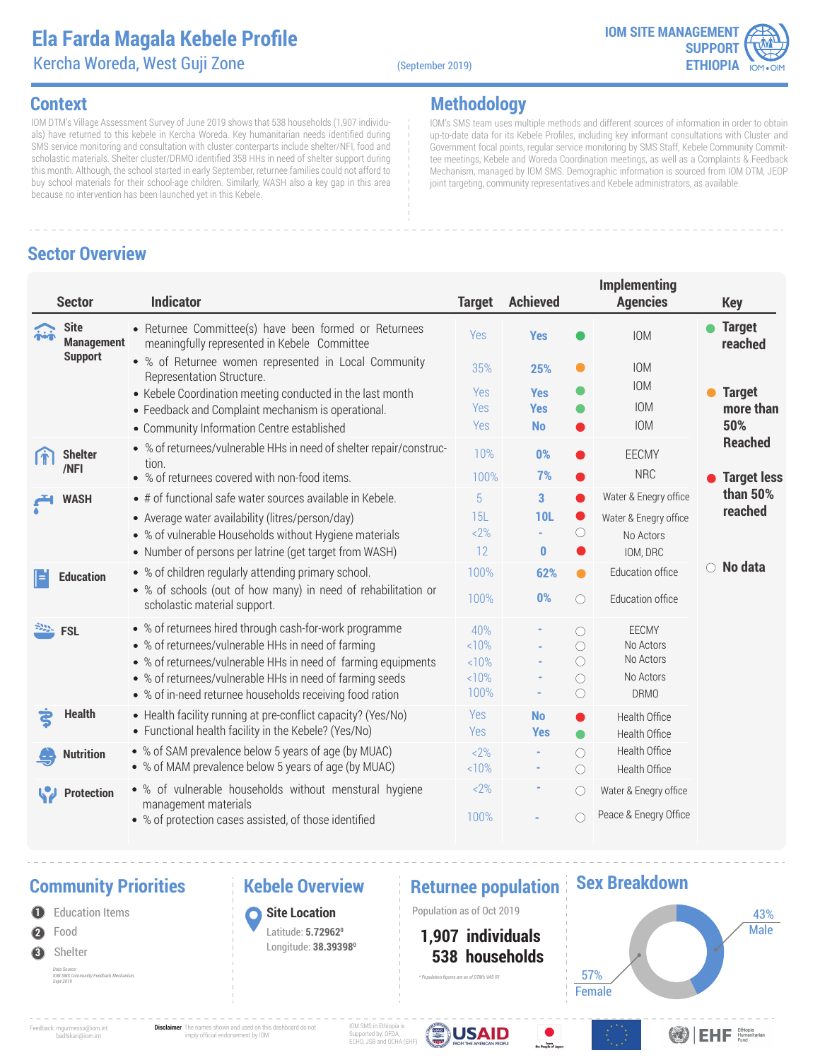# Ela Farda Magala Kebele Profile

Kercha Woreda, West Guji Zone

(September 2019)

IOM SITE MANAGEMENT SUPPORT ETHIOPIA

## Context

IOM DTM's Village Assessment Survey of June 2019 shows that 538 households (1,907 individuals) have returned to this kebele in Kercha Woreda. Key humanitarian needs identified during SMS service monitoring and consultation with cluster conterparts include shelter/NFI, food and scholastic materials. Shelter cluster/DRMO identified 358 HHs in need of shelter support during this month. Although, the school started in early September, returnee families could not afford to buy school materials for their school-age children. Similarly, WASH also a key gap in this area because no intervention has been launched yet in this Kebele.

## Methodology

IOM's SMS team uses multiple methods and different sources of information in order to obtain up-to-date data for its Kebele Profiles, including key informant consultations with Cluster and Government focal points, regular service monitoring by SMS Staff, Kebele Community Committee meetings, Kebele and Woreda Coordination meetings, as well as a Complaints & Feedback Mechanism, managed by IOM SMS. Demographic information is sourced from IOM DTM, JEOP joint targeting, community representatives and Kebele administrators, as available.

## Sector Overview

| Sector | Indicator | Target | Achieved | Status | Implementing Agencies |
|---|---|---|---|---|---|
| Site Management Support | Returnee Committee(s) have been formed or Returnees meaningfully represented in Kebele Committee | Yes | Yes | Target reached | IOM |
| | % of Returnee women represented in Local Community Representation Structure. | 35% | 25% | Target more than 50% Reached | IOM |
| | Kebele Coordination meeting conducted in the last month | Yes | Yes | Target reached | IOM |
| | Feedback and Complaint mechanism is operational. | Yes | Yes | Target reached | IOM |
| | Community Information Centre established | Yes | No | Target less than 50% reached | IOM |
| Shelter /NFI | % of returnees/vulnerable HHs in need of shelter repair/construction. | 10% | 0% | Target less than 50% reached | EECMY |
| | % of returnees covered with non-food items. | 100% | 7% | Target less than 50% reached | NRC |
| WASH | # of functional safe water sources available in Kebele. | 5 | 3 | Target less than 50% reached | Water & Enegry office |
| | Average water availability (litres/person/day) | 15L | 10L | Target less than 50% reached | Water & Enegry office |
| | % of vulnerable Households without Hygiene materials | <2% | - | No data | No Actors |
| | Number of persons per latrine (get target from WASH) | 12 | 0 | Target less than 50% reached | IOM, DRC |
| Education | % of children regularly attending primary school. | 100% | 62% | Target more than 50% Reached | Education office |
| | % of schools (out of how many) in need of rehabilitation or scholastic material support. | 100% | 0% | No data | Education office |
| FSL | % of returnees hired through cash-for-work programme | 40% | - | No data | EECMY |
| | % of returnees/vulnerable HHs in need of farming | <10% | - | No data | No Actors |
| | % of returnees/vulnerable HHs in need of farming equipments | <10% | - | No data | No Actors |
| | % of returnees/vulnerable HHs in need of farming seeds | <10% | - | No data | No Actors |
| | % of in-need returnee households receiving food ration | 100% | - | No data | DRMO |
| Health | Health facility running at pre-conflict capacity? (Yes/No) | Yes | No | Target less than 50% reached | Health Office |
| | Functional health facility in the Kebele? (Yes/No) | Yes | Yes | Target reached | Health Office |
| Nutrition | % of SAM prevalence below 5 years of age (by MUAC) | <2% | - | No data | Health Office |
| | % of MAM prevalence below 5 years of age (by MUAC) | <10% | - | No data | Health Office |
| Protection | % of vulnerable households without menstural hygiene management materials | <2% | - | No data | Water & Enegry office |
| | % of protection cases assisted, of those identified | 100% | - | No data | Peace & Enegry Office |

Key: Target reached; Target more than 50% Reached; Target less than 50% reached; No data

## Community Priorities

1. Education Items
2. Food
3. Shelter

Data Source: IOM SMS Community Feedback Mechanism, Sept 2019

## Kebele Overview

**Site Location**

Latitude: **5.72962⁰**

Longitude: **38.39398⁰**

## Returnee population

Population as of Oct 2019

**1,907 individuals**

**538 households**

* Population figures are as of DTM's VAS R1

## Sex Breakdown

43% Male

57% Female

Feedback: mgurmessa@iom.int badhikari@iom.int

**Disclaimer** The names shown and used on this dashboard do not imply official endorsement by IOM

IOM SMS in Ethiopia is Supported by: OFDA, ECHO, JSB and OCHA (EHF)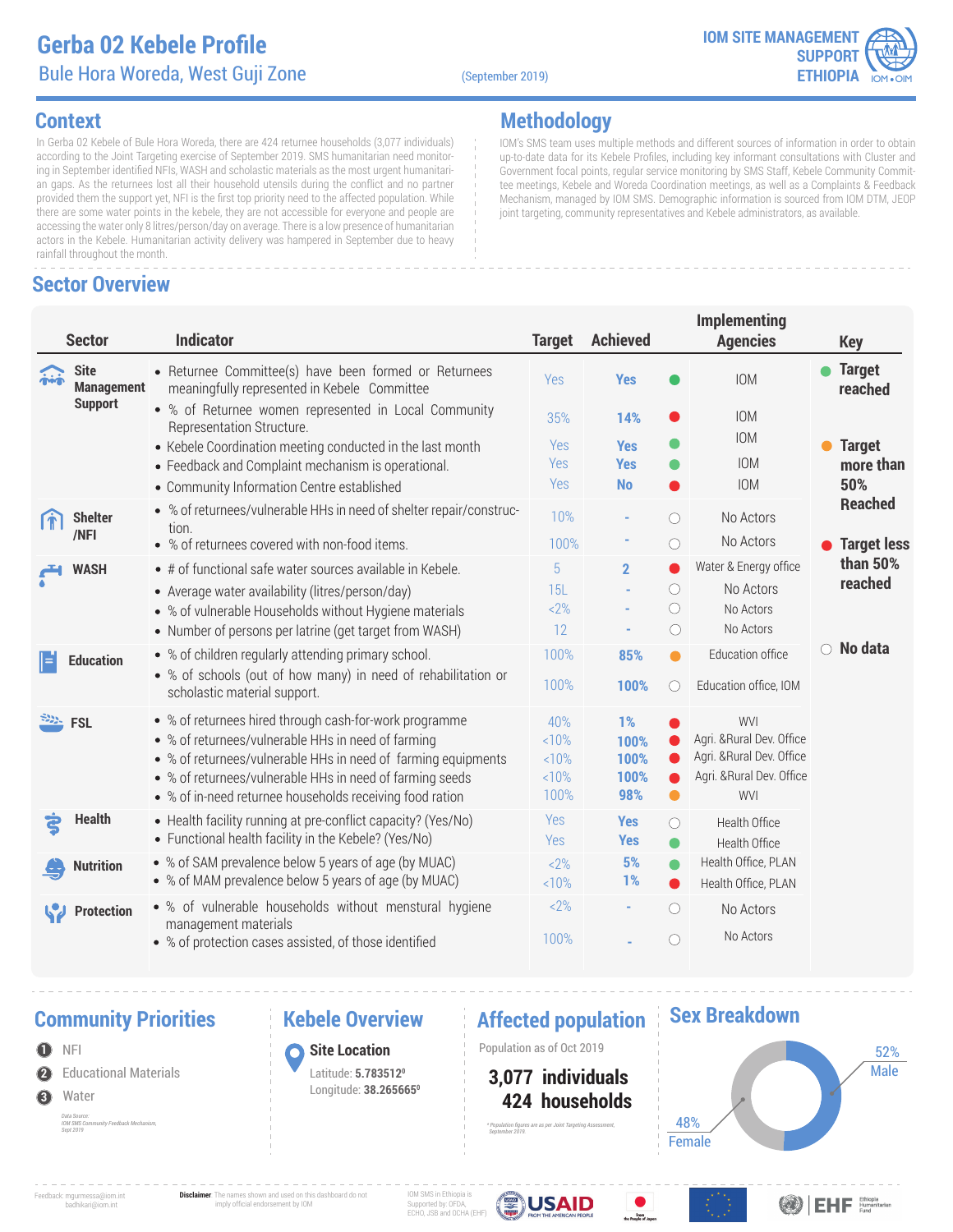# Gerba 02 Kebele Profile

## Bule Hora Woreda, West Guji Zone

(September 2019)

IOM SITE MANAGEMENT SUPPORT ETHIOPIA

## Context

In Gerba 02 Kebele of Bule Hora Woreda, there are 424 returnee households (3,077 individuals) according to the Joint Targeting exercise of September 2019. SMS humanitarian need monitoring in September identified NFIs, WASH and scholastic materials as the most urgent humanitarian gaps. As the returnees lost all their household utensils during the conflict and no partner provided them the support yet, NFI is the first top priority need to the affected population. While there are some water points in the kebele, they are not accessible for everyone and people are accessing the water only 8 litres/person/day on average. There is a low presence of humanitarian actors in the Kebele. Humanitarian activity delivery was hampered in September due to heavy rainfall throughout the month.

## Methodology

IOM's SMS team uses multiple methods and different sources of information in order to obtain up-to-date data for its Kebele Profiles, including key informant consultations with Cluster and Government focal points, regular service monitoring by SMS Staff, Kebele Community Committee meetings, as well as a Complaints & Feedback Mechanism, managed by IOM SMS. Demographic information is sourced from IOM DTM, JEOP joint targeting, community representatives and Kebele administrators, as available.

## Sector Overview

| Sector | Indicator | Target | Achieved | Status | Implementing Agencies |
|---|---|---|---|---|---|
| Site Management Support | Returnee Committee(s) have been formed or Returnees meaningfully represented in Kebele Committee | Yes | Yes | Target reached | IOM |
| | % of Returnee women represented in Local Community Representation Structure. | 35% | 14% | Target less than 50% reached | IOM |
| | Kebele Coordination meeting conducted in the last month | Yes | Yes | Target reached | IOM |
| | Feedback and Complaint mechanism is operational. | Yes | Yes | Target reached | IOM |
| | Community Information Centre established | Yes | No | Target less than 50% reached | IOM |
| Shelter /NFI | % of returnees/vulnerable HHs in need of shelter repair/construction. | 10% | - | No data | No Actors |
| | % of returnees covered with non-food items. | 100% | - | No data | No Actors |
| WASH | # of functional safe water sources available in Kebele. | 5 | 2 | Target less than 50% reached | Water & Energy office |
| | Average water availability (litres/person/day) | 15L | - | No data | No Actors |
| | % of vulnerable Households without Hygiene materials | <2% | - | No data | No Actors |
| | Number of persons per latrine (get target from WASH) | 12 | - | No data | No Actors |
| Education | % of children regularly attending primary school. | 100% | 85% | Target more than 50% reached | Education office |
| | % of schools (out of how many) in need of rehabilitation or scholastic material support. | 100% | 100% | No data | Education office, IOM |
| FSL | % of returnees hired through cash-for-work programme | 40% | 1% | Target less than 50% reached | WVI |
| | % of returnees/vulnerable HHs in need of farming | <10% | 100% | Target less than 50% reached | Agri. &Rural Dev. Office |
| | % of returnees/vulnerable HHs in need of farming equipments | <10% | 100% | Target less than 50% reached | Agri. &Rural Dev. Office |
| | % of returnees/vulnerable HHs in need of farming seeds | <10% | 100% | Target less than 50% reached | Agri. &Rural Dev. Office |
| | % of in-need returnee households receiving food ration | 100% | 98% | Target more than 50% reached | WVI |
| Health | Health facility running at pre-conflict capacity? (Yes/No) | Yes | Yes | No data | Health Office |
| | Functional health facility in the Kebele? (Yes/No) | Yes | Yes | Target reached | Health Office |
| Nutrition | % of SAM prevalence below 5 years of age (by MUAC) | <2% | 5% | Target reached | Health Office, PLAN |
| | % of MAM prevalence below 5 years of age (by MUAC) | <10% | 1% | Target less than 50% reached | Health Office, PLAN |
| Protection | % of vulnerable households without menstural hygiene management materials | <2% | - | No data | No Actors |
| | % of protection cases assisted, of those identified | 100% | - | No data | No Actors |

**Key:** Target reached; Target more than 50% Reached; Target less than 50% reached; No data

## Community Priorities

1. NFI
2. Educational Materials
3. Water

Data Source: IOM SMS Community Feedback Mechanism, Sept 2019

## Kebele Overview

**Site Location**

Latitude: **5.783512⁰**

Longitude: **38.265665⁰**

## Affected population

Population as of Oct 2019

**3,077 individuals**

**424 households**

* Population figures are as per Joint Targeting Assessment, September 2019

## Sex Breakdown

- 52% Male
- 48% Female

Feedback: mgurmessa@iom.int badhikari@iom.int

**Disclaimer** The names shown and used on this dashboard do not imply official endorsement by IOM

IOM SMS in Ethiopia is Supported by: OFDA, ECHO, JSB and OCHA (EHF)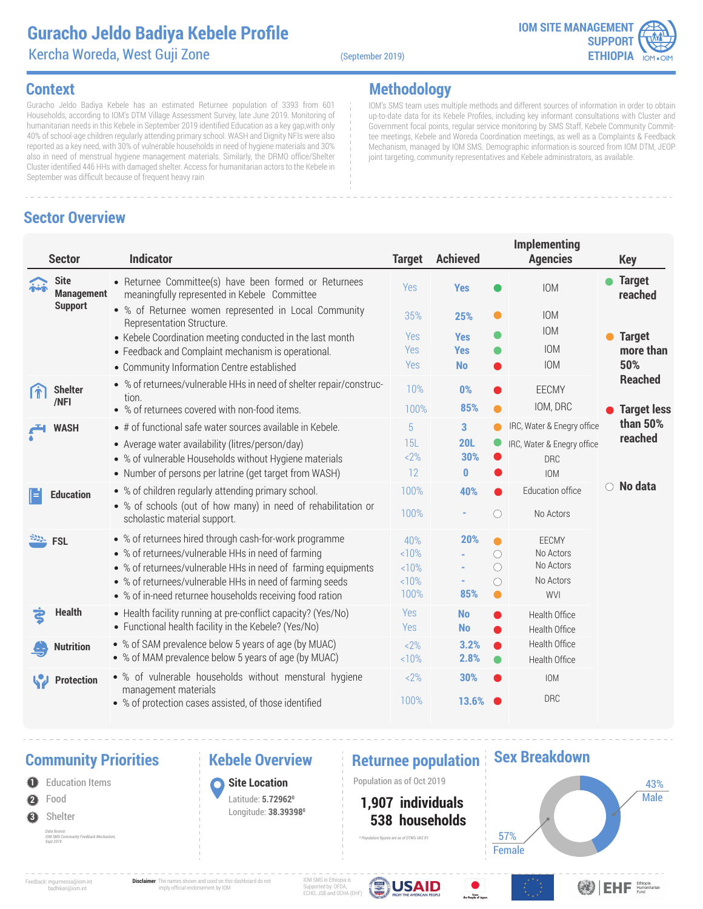# Guracho Jeldo Badiya Kebele Profile

Kercha Woreda, West Guji Zone

(September 2019)

IOM SITE MANAGEMENT SUPPORT ETHIOPIA

## Context

Guracho Jeldo Badiya Kebele has an estimated Returnee population of 3393 from 601 Households, according to IOM's DTM Village Assessment Survey, late June 2019. Monitoring of humanitarian needs in this Kebele in September 2019 identified Education as a key gap,with only 40% of school-age children regularly attending primary school. WASH and Dignity NFIs were also reported as a key need, with 30% of vulnerable households in need of hygiene materials and 30% also in need of menstrual hygiene management materials. Similarly, the DRMO office/Shelter Cluster identified 446 HHs with damaged shelter. Access for humanitarian actors to the Kebele in September was difficult because of frequent heavy rain

## Methodology

IOM's SMS team uses multiple methods and different sources of information in order to obtain up-to-date data for its Kebele Profiles, including key informant consultations with Cluster and Government focal points, regular service monitoring by SMS Staff, Kebele Community Committee meetings, Kebele and Woreda Coordination meetings, as well as a Complaints & Feedback Mechanism, managed by IOM SMS. Demographic information is sourced from IOM DTM, JEOP joint targeting, community representatives and Kebele administrators, as available.

## Sector Overview

| Sector | Indicator | Target | Achieved | Status | Implementing Agencies |
|---|---|---|---|---|---|
| Site Management Support | Returnee Committee(s) have been formed or Returnees meaningfully represented in Kebele Committee | Yes | Yes | Green | IOM |
| | % of Returnee women represented in Local Community Representation Structure. | 35% | 25% | Orange | IOM |
| | Kebele Coordination meeting conducted in the last month | Yes | Yes | Green | IOM |
| | Feedback and Complaint mechanism is operational. | Yes | Yes | Green | IOM |
| | Community Information Centre established | Yes | No | Red | IOM |
| Shelter /NFI | % of returnees/vulnerable HHs in need of shelter repair/construction. | 10% | 0% | Red | EECMY |
| | % of returnees covered with non-food items. | 100% | 85% | Orange | IOM, DRC |
| WASH | # of functional safe water sources available in Kebele. | 5 | 3 | Orange | IRC, Water & Enegry office |
| | Average water availability (litres/person/day) | 15L | 20L | Green | IRC, Water & Enegry office |
| | % of vulnerable Households without Hygiene materials | <2% | 30% | Red | DRC |
| | Number of persons per latrine (get target from WASH) | 12 | 0 | Red | IOM |
| Education | % of children regularly attending primary school. | 100% | 40% | Red | Education office |
| | % of schools (out of how many) in need of rehabilitation or scholastic material support. | 100% | - | No data | No Actors |
| FSL | % of returnees hired through cash-for-work programme | 40% | 20% | Orange | EECMY |
| | % of returnees/vulnerable HHs in need of farming | <10% | - | No data | No Actors |
| | % of returnees/vulnerable HHs in need of farming equipments | <10% | - | No data | No Actors |
| | % of returnees/vulnerable HHs in need of farming seeds | <10% | - | No data | No Actors |
| | % of in-need returnee households receiving food ration | 100% | 85% | Orange | WVI |
| Health | Health facility running at pre-conflict capacity? (Yes/No) | Yes | No | Red | Health Office |
| | Functional health facility in the Kebele? (Yes/No) | Yes | No | Red | Health Office |
| Nutrition | % of SAM prevalence below 5 years of age (by MUAC) | <2% | 3.2% | Red | Health Office |
| | % of MAM prevalence below 5 years of age (by MUAC) | <10% | 2.8% | Green | Health Office |
| Protection | % of vulnerable households without menstural hygiene management materials | <2% | 30% | Red | IOM |
| | % of protection cases assisted, of those identified | 100% | 13.6% | Red | DRC |

**Key**
- Green: Target reached
- Orange: Target more than 50% Reached
- Red: Target less than 50% reached
- White: No data

## Community Priorities

1. Education Items
2. Food
3. Shelter

Data Source: IOM SMS Community Feedback Mechanism, Sept 2019

## Kebele Overview

**Site Location**

Latitude: **5.72962⁰**

Longitude: **38.39398⁰**

## Returnee population

Population as of Oct 2019

**1,907 individuals**

**538 households**

\* Population figures are as of DTM's VAS R1

## Sex Breakdown

- 43% Male
- 57% Female

Feedback: mgurmessa@iom.int, badhikari@iom.int

**Disclaimer** The names shown and used on this dashboard do not imply official endorsement by IOM

IOM SMS in Ethiopia is Supported by: OFDA, ECHO, JSB and OCHA (EHF)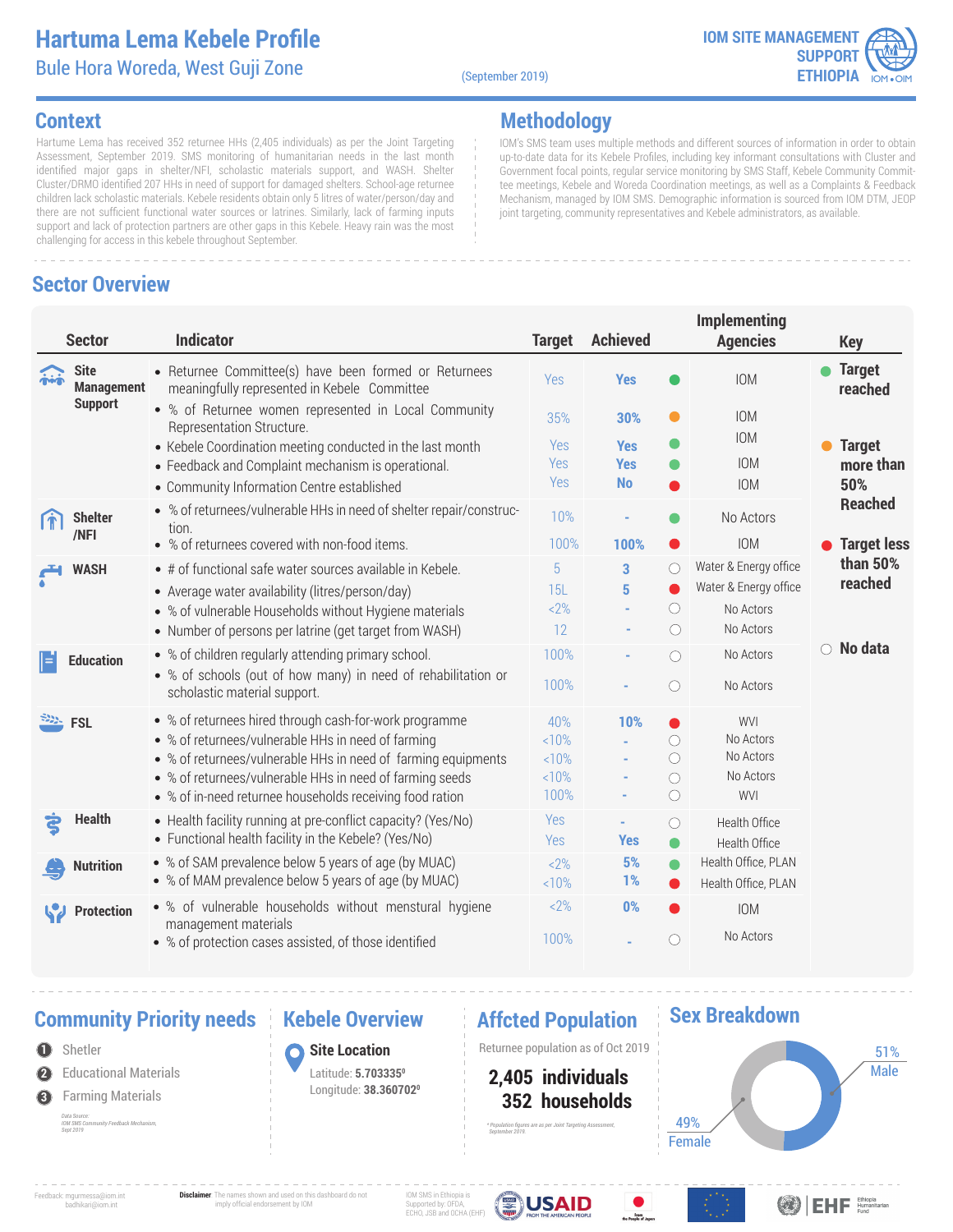# Hartuma Lema Kebele Profile

## Bule Hora Woreda, West Guji Zone

(September 2019)

IOM SITE MANAGEMENT SUPPORT ETHIOPIA

## Context

Hartuma Lema has received 352 returnee HHs (2,405 individuals) as per the Joint Targeting Assessment, September 2019. SMS monitoring of humanitarian needs in the last month identified major gaps in shelter/NFI, scholastic materials support, and WASH. Shelter Cluster/DRMO identified 207 HHs in need of support for damaged shelters. School-age returnee children lack scholastic materials. Kebele residents obtain only 5 litres of water/person/day and there are not sufficient functional water sources or latrines. Similarly, lack of farming inputs support and lack of protection partners are other gaps in this Kebele. Heavy rain was the most challenging for access in this kebele throughout September.

## Methodology

IOM's SMS team uses multiple methods and different sources of information in order to obtain up-to-date data for its Kebele Profiles, including key informant consultations with Cluster and Government focal points, regular service monitoring by SMS Staff, Kebele Community Committee meetings, Kebele and Woreda Coordination meetings, as well as a Complaints & Feedback Mechanism, managed by IOM SMS. Demographic information is sourced from IOM DTM, JEOP joint targeting, community representatives and Kebele administrators, as available.

## Sector Overview

| Sector | Indicator | Target | Achieved | Status | Implementing Agencies |
|---|---|---|---|---|---|
| Site Management Support | Returnee Committee(s) have been formed or Returnees meaningfully represented in Kebele Committee | Yes | Yes | Green | IOM |
| | % of Returnee women represented in Local Community Representation Structure. | 35% | 30% | Orange | IOM |
| | Kebele Coordination meeting conducted in the last month | Yes | Yes | Green | IOM |
| | Feedback and Complaint mechanism is operational. | Yes | Yes | Green | IOM |
| | Community Information Centre established | Yes | No | Red | IOM |
| Shelter /NFI | % of returnees/vulnerable HHs in need of shelter repair/construction. | 10% | - | Green | No Actors |
| | % of returnees covered with non-food items. | 100% | 100% | Red | IOM |
| WASH | # of functional safe water sources available in Kebele. | 5 | 3 | No data | Water & Energy office |
| | Average water availability (litres/person/day) | 15L | 5 | Red | Water & Energy office |
| | % of vulnerable Households without Hygiene materials | <2% | - | No data | No Actors |
| | Number of persons per latrine (get target from WASH) | 12 | - | No data | No Actors |
| Education | % of children regularly attending primary school. | 100% | - | No data | No Actors |
| | % of schools (out of how many) in need of rehabilitation or scholastic material support. | 100% | - | No data | No Actors |
| FSL | % of returnees hired through cash-for-work programme | 40% | 10% | Red | WVI |
| | % of returnees/vulnerable HHs in need of farming | <10% | - | No data | No Actors |
| | % of returnees/vulnerable HHs in need of farming equipments | <10% | - | No data | No Actors |
| | % of returnees/vulnerable HHs in need of farming seeds | <10% | - | No data | No Actors |
| | % of in-need returnee households receiving food ration | 100% | - | No data | WVI |
| Health | Health facility running at pre-conflict capacity? (Yes/No) | Yes | - | No data | Health Office |
| | Functional health facility in the Kebele? (Yes/No) | Yes | Yes | Green | Health Office |
| Nutrition | % of SAM prevalence below 5 years of age (by MUAC) | <2% | 5% | Green | Health Office, PLAN |
| | % of MAM prevalence below 5 years of age (by MUAC) | <10% | 1% | Red | Health Office, PLAN |
| Protection | % of vulnerable households without menstural hygiene management materials | <2% | 0% | Red | IOM |
| | % of protection cases assisted, of those identified | 100% | - | No data | No Actors |

**Key**
- Green: Target reached
- Orange: Target more than 50% Reached
- Red: Target less than 50% reached
- ○ No data

## Community Priority needs

1. Shelter
2. Educational Materials
3. Farming Materials

Data Source: IOM SMS Community Feedback Mechanism, Sept 2019

## Kebele Overview

**Site Location**

Latitude: **5.703335⁰**
Longitude: **38.360702⁰**

## Affcted Population

Returnee population as of Oct 2019

**2,405 individuals**
**352 households**

* Population figures are as per Joint Targeting Assessment, September 2019

## Sex Breakdown

- 51% Male
- 49% Female

Feedback: mgurmessa@iom.int badhikari@iom.int

**Disclaimer** The names shown and used on this dashboard do not imply official endorsement by IOM

IOM SMS in Ethiopia is Supported by: OFDA, ECHO, JSB and OCHA (EHF)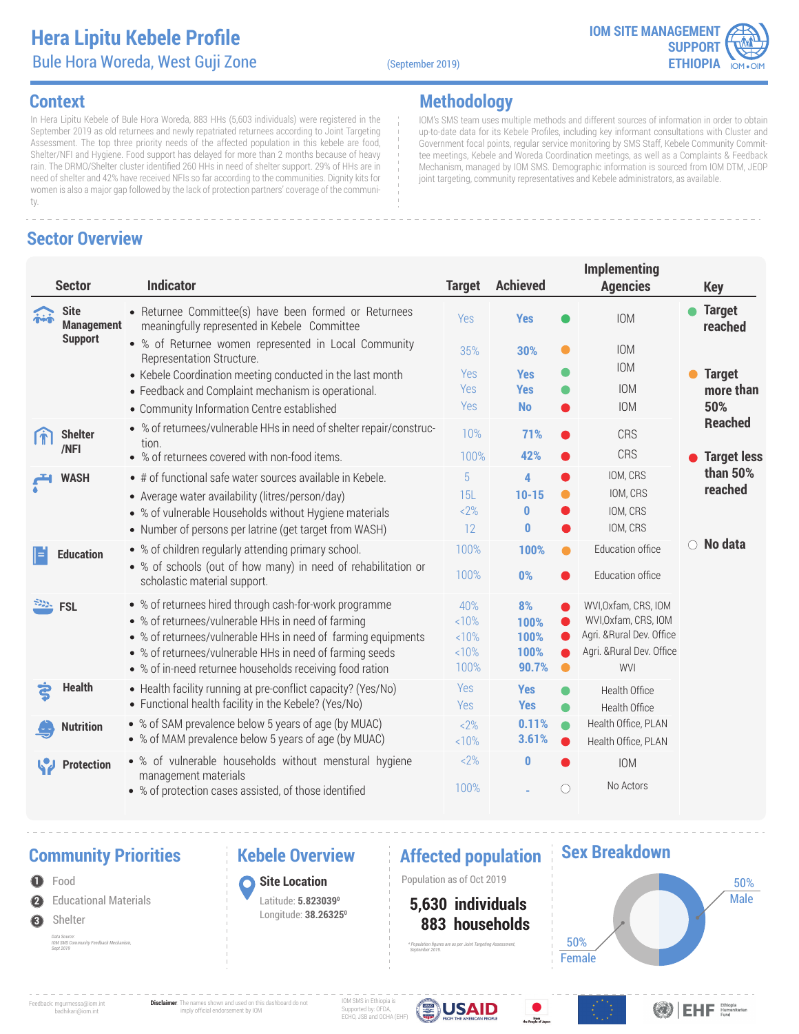# Hera Lipitu Kebele Profile

Bule Hora Woreda, West Guji Zone

(September 2019)

IOM SITE MANAGEMENT SUPPORT ETHIOPIA

## Context

In Hera Lipitu Kebele of Bule Hora Woreda, 883 HHs (5,603 individuals) were registered in the September 2019 as old returnees and newly repatriated returnees according to Joint Targeting Assessment. The top three priority needs of the affected population in this kebele are food, Shelter/NFI and Hygiene. Food support has delayed for more than 2 months because of heavy rain. The DRMO/Shelter cluster identified 260 HHs in need of shelter support. 29% of HHs are in need of shelter and 42% have received NFIs so far according to the communities. Dignity kits for women is also a major gap followed by the lack of protection partners' coverage of the community.

## Methodology

IOM's SMS team uses multiple methods and different sources of information in order to obtain up-to-date data for its Kebele Profiles, including key informant consultations with Cluster and Government focal points, regular service monitoring by SMS Staff, Kebele Community Committee meetings, Kebele and Woreda Coordination meetings, as well as a Complaints & Feedback Mechanism, managed by IOM SMS. Demographic information is sourced from IOM DTM, JEOP joint targeting, community representatives and Kebele administrators, as available.

## Sector Overview

| Sector | Indicator | Target | Achieved | Status | Implementing Agencies |
|---|---|---|---|---|---|
| Site Management Support | Returnee Committee(s) have been formed or Returnees meaningfully represented in Kebele Committee | Yes | Yes | Target reached | IOM |
| | % of Returnee women represented in Local Community Representation Structure. | 35% | 30% | Target more than 50% reached | IOM |
| | Kebele Coordination meeting conducted in the last month | Yes | Yes | Target reached | IOM |
| | Feedback and Complaint mechanism is operational. | Yes | Yes | Target reached | IOM |
| | Community Information Centre established | Yes | No | Target less than 50% reached | IOM |
| Shelter /NFI | % of returnees/vulnerable HHs in need of shelter repair/construction. | 10% | 71% | Target less than 50% reached | CRS |
| | % of returnees covered with non-food items. | 100% | 42% | Target less than 50% reached | CRS |
| WASH | # of functional safe water sources available in Kebele. | 5 | 4 | Target less than 50% reached | IOM, CRS |
| | Average water availability (litres/person/day) | 15L | 10-15 | Target more than 50% reached | IOM, CRS |
| | % of vulnerable Households without Hygiene materials | <2% | 0 | Target less than 50% reached | IOM, CRS |
| | Number of persons per latrine (get target from WASH) | 12 | 0 | Target less than 50% reached | IOM, CRS |
| Education | % of children regularly attending primary school. | 100% | 100% | Target more than 50% reached | Education office |
| | % of schools (out of how many) in need of rehabilitation or scholastic material support. | 100% | 0% | Target less than 50% reached | Education office |
| FSL | % of returnees hired through cash-for-work programme | 40% | 8% | Target less than 50% reached | WVI,Oxfam, CRS, IOM |
| | % of returnees/vulnerable HHs in need of farming | <10% | 100% | Target less than 50% reached | WVI,Oxfam, CRS, IOM |
| | % of returnees/vulnerable HHs in need of farming equipments | <10% | 100% | Target less than 50% reached | Agri. &Rural Dev. Office |
| | % of returnees/vulnerable HHs in need of farming seeds | <10% | 100% | Target less than 50% reached | Agri. &Rural Dev. Office |
| | % of in-need returnee households receiving food ration | 100% | 90.7% | Target more than 50% reached | WVI |
| Health | Health facility running at pre-conflict capacity? (Yes/No) | Yes | Yes | Target reached | Health Office |
| | Functional health facility in the Kebele? (Yes/No) | Yes | Yes | Target reached | Health Office |
| Nutrition | % of SAM prevalence below 5 years of age (by MUAC) | <2% | 0.11% | Target reached | Health Office, PLAN |
| | % of MAM prevalence below 5 years of age (by MUAC) | <10% | 3.61% | Target less than 50% reached | Health Office, PLAN |
| Protection | % of vulnerable households without menstural hygiene management materials | <2% | 0 | Target less than 50% reached | IOM |
| | % of protection cases assisted, of those identified | 100% | - | No data | No Actors |

**Key:** Target reached; Target more than 50% Reached; Target less than 50% reached; No data

## Community Priorities

1. Food
2. Educational Materials
3. Shelter

Data Source: IOM SMS Community Feedback Mechanism, Sept 2019

## Kebele Overview

**Site Location**

Latitude: **5.823039⁰**

Longitude: **38.26325⁰**

## Affected population

Population as of Oct 2019

**5,630 individuals**

**883 households**

* Population figures are as per Joint Targeting Assessment, September 2019

## Sex Breakdown

50% Male

50% Female

Feedback: mgurmessa@iom.int badhikari@iom.int

**Disclaimer** The names shown and used on this dashboard do not imply official endorsement by IOM

IOM SMS in Ethiopia is Supported by: OFDA, ECHO, JSB and OCHA (EHF)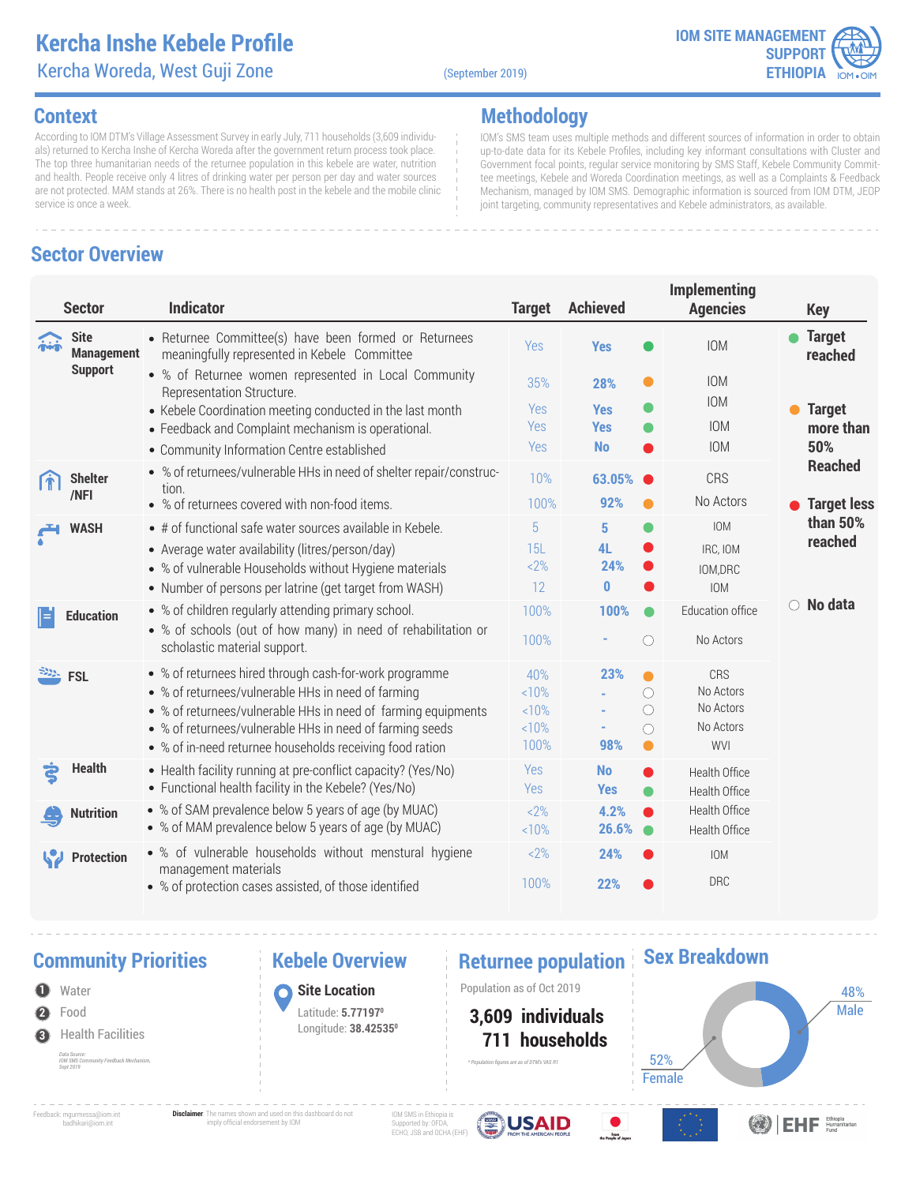# Kercha Inshe Kebele Profile

Kercha Woreda, West Guji Zone

(September 2019)

IOM SITE MANAGEMENT SUPPORT ETHIOPIA

## Context

According to IOM DTM's Village Assessment Survey in early July, 711 households (3,609 individuals) returned to Kercha Inshe of Kercha Woreda after the government return process took place. The top three humanitarian needs of the returnee population in this kebele are water, nutrition and health. People receive only 4 litres of drinking water per person per day and water sources are not protected. MAM stands at 26%. There is no health post in the kebele and the mobile clinic service is once a week.

## Methodology

IOM's SMS team uses multiple methods and different sources of information in order to obtain up-to-date data for its Kebele Profiles, including key informant consultations with Cluster and Government focal points, regular service monitoring by SMS Staff, Kebele Community Committee meetings, Kebele and Woreda Coordination meetings, as well as a Complaints & Feedback Mechanism, managed by IOM SMS. Demographic information is sourced from IOM DTM, JEOP joint targeting, community representatives and Kebele administrators, as available.

## Sector Overview

| Sector | Indicator | Target | Achieved | Status | Implementing Agencies |
|---|---|---|---|---|---|
| Site Management Support | Returnee Committee(s) have been formed or Returnees meaningfully represented in Kebele Committee | Yes | Yes | Green | IOM |
| | % of Returnee women represented in Local Community Representation Structure. | 35% | 28% | Orange | IOM |
| | Kebele Coordination meeting conducted in the last month | Yes | Yes | Green | IOM |
| | Feedback and Complaint mechanism is operational. | Yes | Yes | Green | IOM |
| | Community Information Centre established | Yes | No | Red | IOM |
| Shelter /NFI | % of returnees/vulnerable HHs in need of shelter repair/construction. | 10% | 63.05% | Red | CRS |
| | % of returnees covered with non-food items. | 100% | 92% | Orange | No Actors |
| WASH | # of functional safe water sources available in Kebele. | 5 | 5 | Green | IOM |
| | Average water availability (litres/person/day) | 15L | 4L | Red | IRC, IOM |
| | % of vulnerable Households without Hygiene materials | <2% | 24% | Red | IOM,DRC |
| | Number of persons per latrine (get target from WASH) | 12 | 0 | Red | IOM |
| Education | % of children regularly attending primary school. | 100% | 100% | Green | Education office |
| | % of schools (out of how many) in need of rehabilitation or scholastic material support. | 100% | - | No data | No Actors |
| FSL | % of returnees hired through cash-for-work programme | 40% | 23% | Orange | CRS |
| | % of returnees/vulnerable HHs in need of farming | <10% | - | No data | No Actors |
| | % of returnees/vulnerable HHs in need of farming equipments | <10% | - | No data | No Actors |
| | % of returnees/vulnerable HHs in need of farming seeds | <10% | - | No data | No Actors |
| | % of in-need returnee households receiving food ration | 100% | 98% | Orange | WVI |
| Health | Health facility running at pre-conflict capacity? (Yes/No) | Yes | No | Red | Health Office |
| | Functional health facility in the Kebele? (Yes/No) | Yes | Yes | Green | Health Office |
| Nutrition | % of SAM prevalence below 5 years of age (by MUAC) | <2% | 4.2% | Red | Health Office |
| | % of MAM prevalence below 5 years of age (by MUAC) | <10% | 26.6% | Green | Health Office |
| Protection | % of vulnerable households without menstural hygiene management materials | <2% | 24% | Red | IOM |
| | % of protection cases assisted, of those identified | 100% | 22% | Red | DRC |

**Key**
- Green: Target reached
- Orange: Target more than 50% Reached
- Red: Target less than 50% reached
- ○ No data

## Community Priorities

1. Water
2. Food
3. Health Facilities

Data Source: IOM SMS Community Feedback Mechanism, Sept 2019

## Kebele Overview

**Site Location**

Latitude: **5.77197⁰**

Longitude: **38.42535⁰**

## Returnee population

Population as of Oct 2019

**3,609 individuals**

**711 households**

* Population figures are as of DTM's VAS R1

## Sex Breakdown

48% Male

52% Female

Feedback: mgurmessa@iom.int badhikari@iom.int

**Disclaimer** The names shown and used on this dashboard do not imply official endorsement by IOM

IOM SMS in Ethiopia is Supported by: OFDA, ECHO, JSB and OCHA (EHF)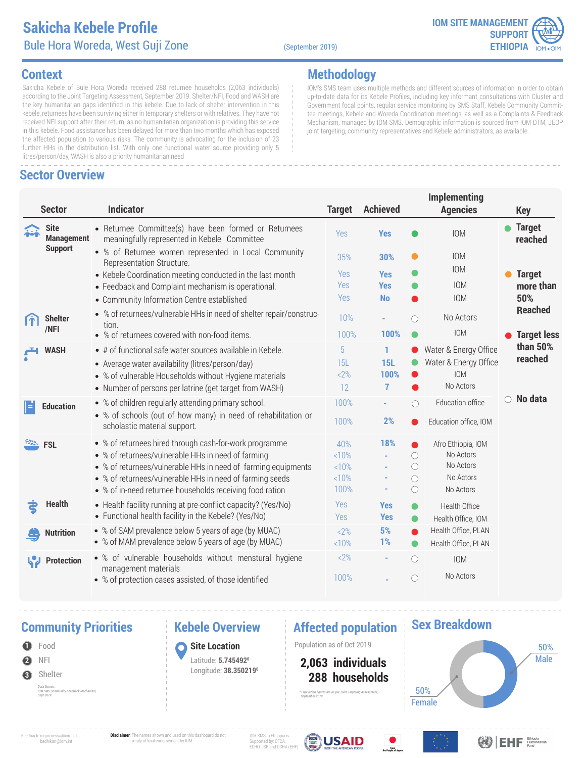# Sakicha Kebele Profile

## Bule Hora Woreda, West Guji Zone

(September 2019)

IOM SITE MANAGEMENT SUPPORT ETHIOPIA

## Context

Sakicha Kebele of Bule Hora Woreda received 288 returnee households (2,063 individuals) according to the Joint Targeting Assessment, September 2019. Shelter/NFI, Food and WASH are the key humanitarian gaps identified in this kebele. Due to lack of shelter intervention in this kebele, returnees have been surviving either in temporary shelters or with relatives. They have not received NFI support after their return, as no humanitarian organization is providing this service in this kebele. Food assistance has been delayed for more than two months which has exposed the affected population to various risks. The community is advocating for the inclusion of 23 further HHs in the distribution list. With only one functional water source providing only 5 litres/person/day, WASH is also a priority humanitarian need

## Methodology

IOM's SMS team uses multiple methods and different sources of information in order to obtain up-to-date data for its Kebele Profiles, including key informant consultations with Cluster and Government focal points, regular service monitoring by SMS Staff, Kebele Community Committee meetings, Kebele and Woreda Coordination meetings, as well as a Complaints & Feedback Mechanism, managed by IOM SMS. Demographic information is sourced from IOM DTM, JEOP joint targeting, community representatives and Kebele administrators, as available.

## Sector Overview

| Sector | Indicator | Target | Achieved | Status | Implementing Agencies |
|---|---|---|---|---|---|
| Site Management Support | Returnee Committee(s) have been formed or Returnees meaningfully represented in Kebele Committee | Yes | Yes | Target reached | IOM |
| | % of Returnee women represented in Local Community Representation Structure. | 35% | 30% | Target more than 50% Reached | IOM |
| | Kebele Coordination meeting conducted in the last month | Yes | Yes | Target reached | IOM |
| | Feedback and Complaint mechanism is operational. | Yes | Yes | Target reached | IOM |
| | Community Information Centre established | Yes | No | Target less than 50% reached | IOM |
| Shelter /NFI | % of returnees/vulnerable HHs in need of shelter repair/construction. | 10% | - | No data | No Actors |
| | % of returnees covered with non-food items. | 100% | 100% | Target reached | IOM |
| WASH | # of functional safe water sources available in Kebele. | 5 | 1 | Target less than 50% reached | Water & Energy Office |
| | Average water availability (litres/person/day) | 15L | 15L | Target reached | Water & Energy Office |
| | % of vulnerable Households without Hygiene materials | <2% | 100% | Target less than 50% reached | IOM |
| | Number of persons per latrine (get target from WASH) | 12 | 7 | Target less than 50% reached | No Actors |
| Education | % of children regularly attending primary school. | 100% | - | No data | Education office |
| | % of schools (out of how many) in need of rehabilitation or scholastic material support. | 100% | 2% | Target less than 50% reached | Education office, IOM |
| FSL | % of returnees hired through cash-for-work programme | 40% | 18% | Target less than 50% reached | Afro Ethiopia, IOM |
| | % of returnees/vulnerable HHs in need of farming | <10% | - | No data | No Actors |
| | % of returnees/vulnerable HHs in need of farming equipments | <10% | - | No data | No Actors |
| | % of returnees/vulnerable HHs in need of farming seeds | <10% | - | No data | No Actors |
| | % of in-need returnee households receiving food ration | 100% | - | No data | No Actors |
| Health | Health facility running at pre-conflict capacity? (Yes/No) | Yes | Yes | Target reached | Health Office |
| | Functional health facility in the Kebele? (Yes/No) | Yes | Yes | Target reached | Health Office, IOM |
| Nutrition | % of SAM prevalence below 5 years of age (by MUAC) | <2% | 5% | Target less than 50% reached | Health Office, PLAN |
| | % of MAM prevalence below 5 years of age (by MUAC) | <10% | 1% | Target reached | Health Office, PLAN |
| Protection | % of vulnerable households without menstural hygiene management materials | <2% | - | No data | IOM |
| | % of protection cases assisted, of those identified | 100% | - | No data | No Actors |

**Key:** Target reached; Target more than 50% Reached; Target less than 50% reached; No data

## Community Priorities

1. Food
2. NFI
3. Shelter

Data Source: IOM SMS Community Feedback Mechanism, Sept 2019

## Kebele Overview

**Site Location**

Latitude: **5.745492⁰**
Longitude: **38.350219⁰**

## Affected population

Population as of Oct 2019

**2,063 individuals**
**288 households**

* Population figures are as per Joint Targeting Assessment, September 2019.

## Sex Breakdown

50% Male
50% Female

Feedback: mgurmessa@iom.int badhikari@iom.int

**Disclaimer** The names shown and used on this dashboard do not imply official endorsement by IOM

IOM SMS in Ethiopia is Supported by: OFDA, ECHO, JSB and OCHA (EHF)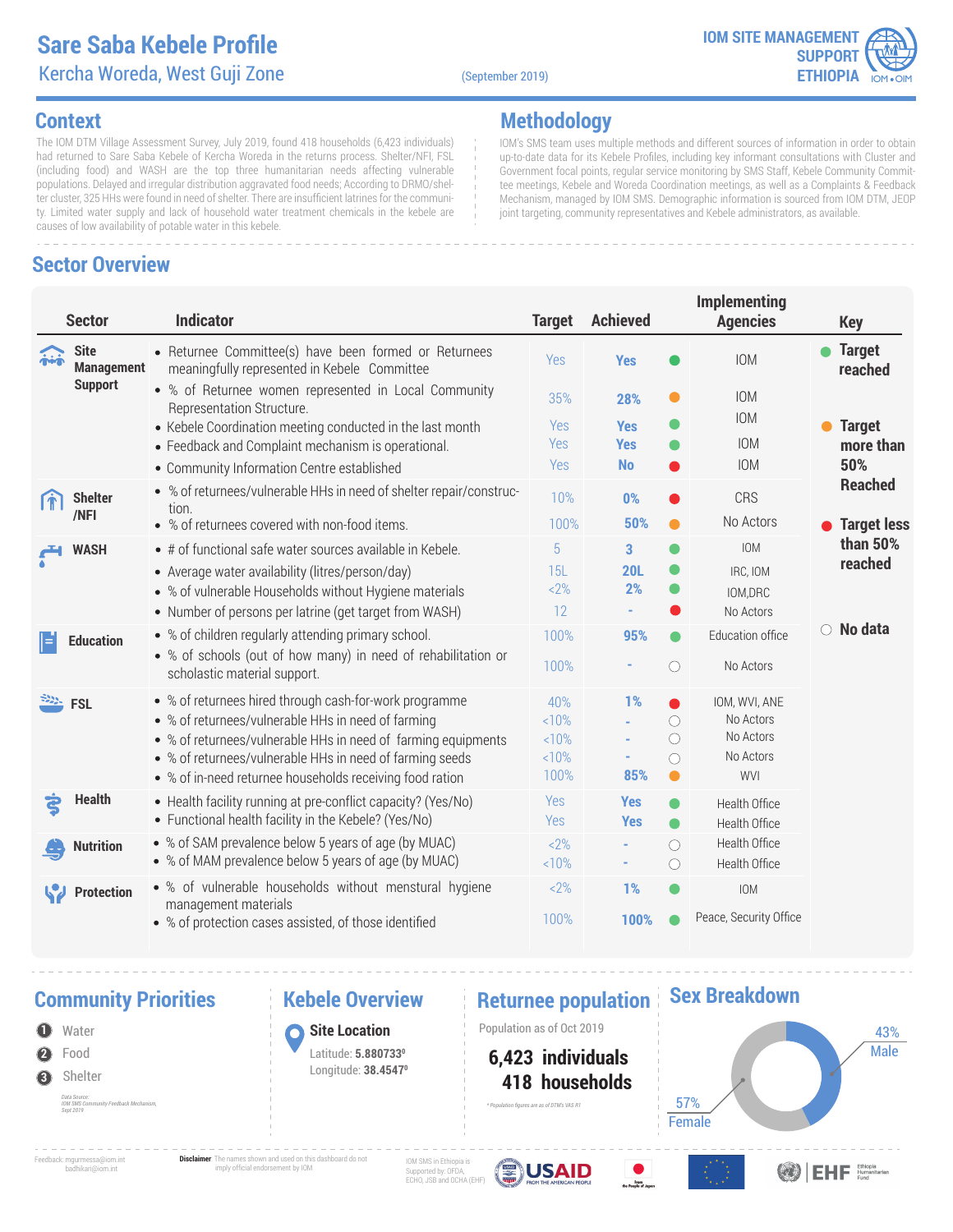# Sare Saba Kebele Profile

## Kercha Woreda, West Guji Zone

(September 2019)

IOM SITE MANAGEMENT SUPPORT ETHIOPIA

## Context

The IOM DTM Village Assessment Survey, July 2019, found 418 households (6,423 individuals) had returned to Sare Saba Kebele of Kercha Woreda in the returns process. Shelter/NFI, FSL (including food) and WASH are the top three humanitarian needs affecting vulnerable populations. Delayed and irregular distribution aggravated food needs; According to DRMO/shelter cluster, 325 HHs were found in need of shelter. There are insufficient latrines for the community. Limited water supply and lack of household water treatment chemicals in the kebele are causes of low availability of potable water in this kebele.

## Methodology

IOM's SMS team uses multiple methods and different sources of information in order to obtain up-to-date data for its Kebele Profiles, including key informant consultations with Cluster and Government focal points, regular service monitoring by SMS Staff, Kebele Community Committee meetings, Kebele and Woreda Coordination meetings, as well as a Complaints & Feedback Mechanism, managed by IOM SMS. Demographic information is sourced from IOM DTM, JEOP joint targeting, community representatives and Kebele administrators, as available.

## Sector Overview

| Sector | Indicator | Target | Achieved | Status | Implementing Agencies |
|---|---|---|---|---|---|
| Site Management Support | Returnee Committee(s) have been formed or Returnees meaningfully represented in Kebele Committee | Yes | **Yes** | 🟢 | IOM |
| | % of Returnee women represented in Local Community Representation Structure. | 35% | **28%** | 🟠 | IOM |
| | Kebele Coordination meeting conducted in the last month | Yes | **Yes** | 🟢 | IOM |
| | Feedback and Complaint mechanism is operational. | Yes | **Yes** | 🟢 | IOM |
| | Community Information Centre established | Yes | **No** | 🔴 | IOM |
| Shelter /NFI | % of returnees/vulnerable HHs in need of shelter repair/construction. | 10% | **0%** | 🔴 | CRS |
| | % of returnees covered with non-food items. | 100% | **50%** | 🟠 | No Actors |
| WASH | # of functional safe water sources available in Kebele. | 5 | **3** | 🟢 | IOM |
| | Average water availability (litres/person/day) | 15L | **20L** | 🟢 | IRC, IOM |
| | % of vulnerable Households without Hygiene materials | <2% | **2%** | 🟢 | IOM,DRC |
| | Number of persons per latrine (get target from WASH) | 12 | - | 🔴 | No Actors |
| Education | % of children regularly attending primary school. | 100% | **95%** | 🟢 | Education office |
| | % of schools (out of how many) in need of rehabilitation or scholastic material support. | 100% | - | ⚪ | No Actors |
| FSL | % of returnees hired through cash-for-work programme | 40% | **1%** | 🔴 | IOM, WVI, ANE |
| | % of returnees/vulnerable HHs in need of farming | <10% | - | ⚪ | No Actors |
| | % of returnees/vulnerable HHs in need of farming equipments | <10% | - | ⚪ | No Actors |
| | % of returnees/vulnerable HHs in need of farming seeds | <10% | - | ⚪ | No Actors |
| | % of in-need returnee households receiving food ration | 100% | **85%** | 🟠 | WVI |
| Health | Health facility running at pre-conflict capacity? (Yes/No) | Yes | **Yes** | 🟢 | Health Office |
| | Functional health facility in the Kebele? (Yes/No) | Yes | **Yes** | 🟢 | Health Office |
| Nutrition | % of SAM prevalence below 5 years of age (by MUAC) | <2% | - | ⚪ | Health Office |
| | % of MAM prevalence below 5 years of age (by MUAC) | <10% | - | ⚪ | Health Office |
| Protection | % of vulnerable households without menstural hygiene management materials | <2% | **1%** | 🟢 | IOM |
| | % of protection cases assisted, of those identified | 100% | **100%** | 🟢 | Peace, Security Office |

**Key**
- 🟢 Target reached
- 🟠 Target more than 50% Reached
- 🔴 Target less than 50% reached
- ⚪ No data

## Community Priorities

1. Water
2. Food
3. Shelter

Data Source: IOM SMS Community Feedback Mechanism, Sept 2019

## Kebele Overview

**Site Location**

Latitude: **5.880733⁰**

Longitude: **38.4547⁰**

## Returnee population

Population as of Oct 2019

**6,423 individuals**
**418 households**

* Population figures are as of DTM's VAS R1

## Sex Breakdown

- 43% Male
- 57% Female

Feedback: mgurmessa@iom.int badhikari@iom.int

**Disclaimer** The names shown and used on this dashboard do not imply official endorsement by IOM

IOM SMS in Ethiopia is Supported by: OFDA, ECHO, JSB and OCHA (EHF)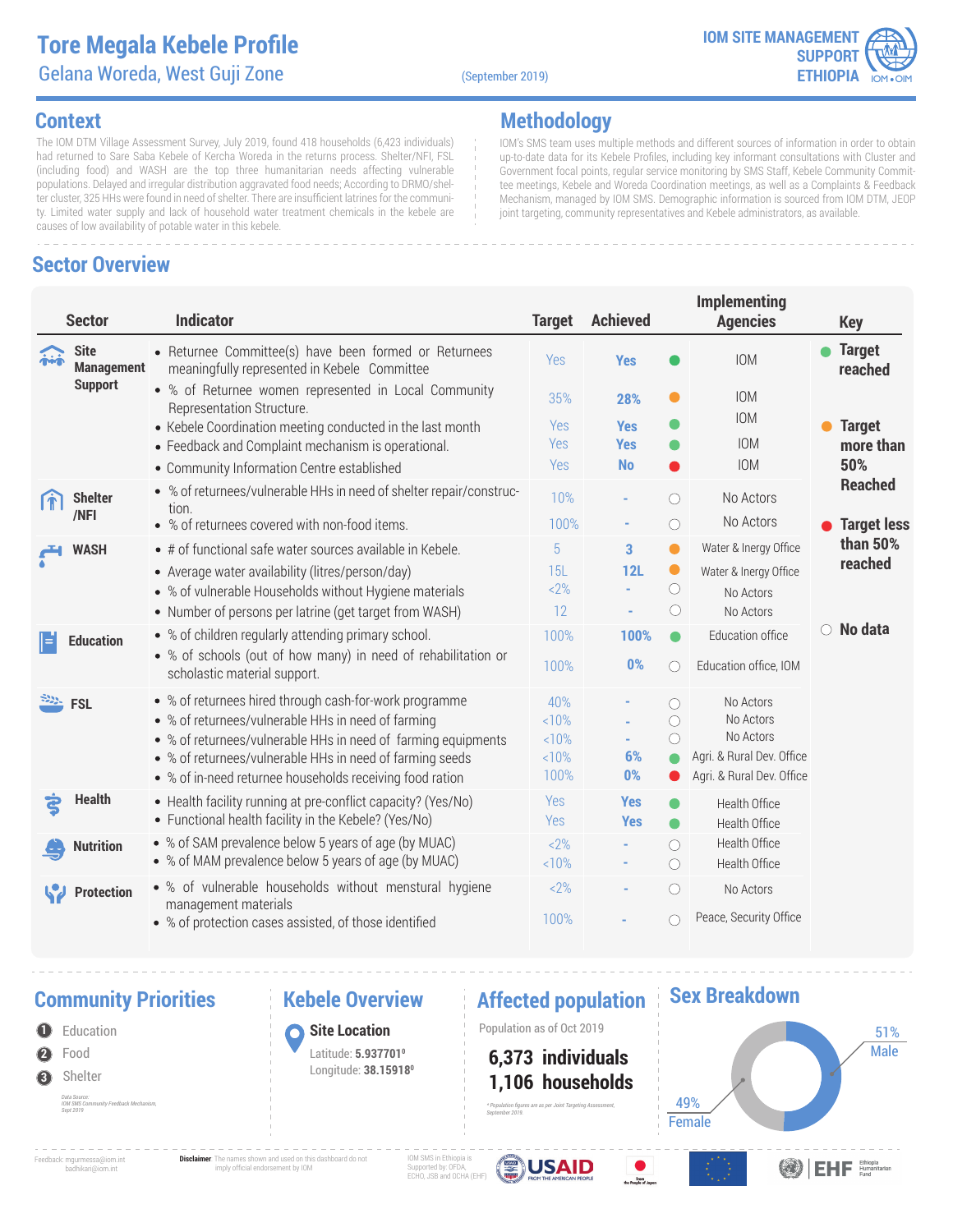# Tore Megala Kebele Profile

Gelana Woreda, West Guji Zone

(September 2019)

IOM SITE MANAGEMENT SUPPORT ETHIOPIA

## Context

The IOM DTM Village Assessment Survey, July 2019, found 418 households (6,423 individuals) had returned to Sare Saba Kebele of Kercha Woreda in the returns process. Shelter/NFI, FSL (including food) and WASH are the top three humanitarian needs affecting vulnerable populations. Delayed and irregular distribution aggravated food needs; According to DRMO/shelter cluster, 325 HHs were found in need of shelter. There are insufficient latrines for the community. Limited water supply and lack of household water treatment chemicals in the kebele are causes of low availability of potable water in this kebele.

## Methodology

IOM's SMS team uses multiple methods and different sources of information in order to obtain up-to-date data for its Kebele Profiles, including key informant consultations with Cluster and Government focal points, regular service monitoring by SMS Staff, Kebele Coordination Committee meetings, Kebele and Woreda Coordination meetings, as well as a Complaints & Feedback Mechanism, managed by IOM SMS. Demographic information is sourced from IOM DTM, JEOP joint targeting, community representatives and Kebele administrators, as available.

## Sector Overview

| Sector | Indicator | Target | Achieved | Status | Implementing Agencies |
|---|---|---|---|---|---|
| Site Management Support | Returnee Committee(s) have been formed or Returnees meaningfully represented in Kebele Committee | Yes | **Yes** | Target reached | IOM |
| | % of Returnee women represented in Local Community Representation Structure. | 35% | **28%** | Target more than 50% Reached | IOM |
| | Kebele Coordination meeting conducted in the last month | Yes | **Yes** | Target reached | IOM |
| | Feedback and Complaint mechanism is operational. | Yes | **Yes** | Target reached | IOM |
| | Community Information Centre established | Yes | **No** | Target less than 50% reached | IOM |
| Shelter /NFI | % of returnees/vulnerable HHs in need of shelter repair/construction. | 10% | - | No data | No Actors |
| | % of returnees covered with non-food items. | 100% | - | No data | No Actors |
| WASH | # of functional safe water sources available in Kebele. | 5 | **3** | Target more than 50% Reached | Water & Inergy Office |
| | Average water availability (litres/person/day) | 15L | **12L** | Target more than 50% Reached | Water & Inergy Office |
| | % of vulnerable Households without Hygiene materials | <2% | - | No data | No Actors |
| | Number of persons per latrine (get target from WASH) | 12 | - | No data | No Actors |
| Education | % of children regularly attending primary school. | 100% | **100%** | Target reached | Education office |
| | % of schools (out of how many) in need of rehabilitation or scholastic material support. | 100% | **0%** | No data | Education office, IOM |
| FSL | % of returnees hired through cash-for-work programme | 40% | - | No data | No Actors |
| | % of returnees/vulnerable HHs in need of farming | <10% | - | No data | No Actors |
| | % of returnees/vulnerable HHs in need of farming equipments | <10% | - | No data | No Actors |
| | % of returnees/vulnerable HHs in need of farming seeds | <10% | **6%** | Target reached | Agri. & Rural Dev. Office |
| | % of in-need returnee households receiving food ration | 100% | **0%** | Target less than 50% reached | Agri. & Rural Dev. Office |
| Health | Health facility running at pre-conflict capacity? (Yes/No) | Yes | **Yes** | Target reached | Health Office |
| | Functional health facility in the Kebele? (Yes/No) | Yes | **Yes** | Target reached | Health Office |
| Nutrition | % of SAM prevalence below 5 years of age (by MUAC) | <2% | - | No data | Health Office |
| | % of MAM prevalence below 5 years of age (by MUAC) | <10% | - | No data | Health Office |
| Protection | % of vulnerable households without menstural hygiene management materials | <2% | - | No data | No Actors |
| | % of protection cases assisted, of those identified | 100% | - | No data | Peace, Security Office |

**Key:** Target reached; Target more than 50% Reached; Target less than 50% reached; No data

## Community Priorities

1. Education
2. Food
3. Shelter

Data Source: IOM SMS Community Feedback Mechanism, Sept 2019

## Kebele Overview

**Site Location**

Latitude: **5.937701⁰**

Longitude: **38.15918⁰**

## Affected population

Population as of Oct 2019

**6,373 individuals**

**1,106 households**

* Population figures are as per Joint Targeting Assessment, September 2019.

## Sex Breakdown

51% Male

49% Female

Feedback: mgurmessa@iom.int badhikari@iom.int

**Disclaimer** The names shown and used on this dashboard do not imply official endorsement by IOM

IOM SMS in Ethiopia is Supported by: OFDA, ECHO, JSB and OCHA (EHF)